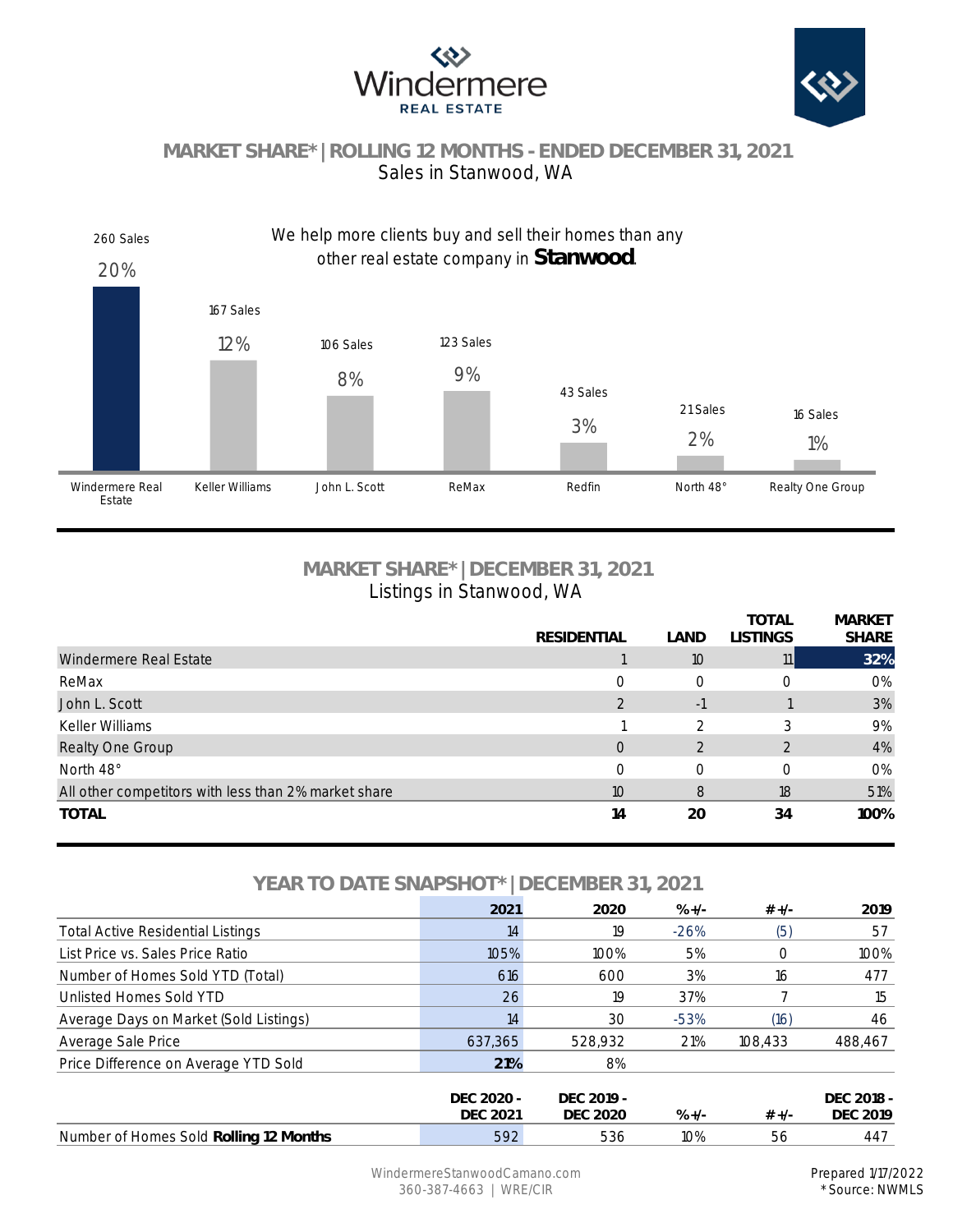# Windermere REAL ESTATE

## MARKET SHARE* | ROLLING 12 MONTHS - ENDED DECEMBER 31, 2021

Sales in Stanwood, WA

We help more clients buy and sell their homes than any other real estate company in **Stanwood**.

| Company | Sales | Share |
|---|---|---|
| Windermere Real Estate | 260 Sales | 20% |
| Keller Williams | 167 Sales | 12% |
| John L. Scott | 106 Sales | 8% |
| ReMax | 123 Sales | 9% |
| Redfin | 43 Sales | 3% |
| North 48° | 21 Sales | 2% |
| Realty One Group | 16 Sales | 1% |

## MARKET SHARE* | DECEMBER 31, 2021

Listings in Stanwood, WA

| | RESIDENTIAL | LAND | TOTAL LISTINGS | MARKET SHARE |
|---|---|---|---|---|
| Windermere Real Estate | 1 | 10 | 11 | 32% |
| ReMax | 0 | 0 | 0 | 0% |
| John L. Scott | 2 | -1 | 1 | 3% |
| Keller Williams | 1 | 2 | 3 | 9% |
| Realty One Group | 0 | 2 | 2 | 4% |
| North 48° | 0 | 0 | 0 | 0% |
| All other competitors with less than 2% market share | 10 | 8 | 18 | 51% |
| **TOTAL** | **14** | **20** | **34** | **100%** |

## YEAR TO DATE SNAPSHOT* | DECEMBER 31, 2021

| | 2021 | 2020 | % +/- | # +/- | 2019 |
|---|---|---|---|---|---|
| Total Active Residential Listings | 14 | 19 | -26% | (5) | 57 |
| List Price vs. Sales Price Ratio | 105% | 100% | 5% | 0 | 100% |
| Number of Homes Sold YTD (Total) | 616 | 600 | 3% | 16 | 477 |
| Unlisted Homes Sold YTD | 26 | 19 | 37% | 7 | 15 |
| Average Days on Market (Sold Listings) | 14 | 30 | -53% | (16) | 46 |
| Average Sale Price | 637,365 | 528,932 | 21% | 108,433 | 488,467 |
| Price Difference on Average YTD Sold | **21%** | 8% | | | |

| | DEC 2020 - DEC 2021 | DEC 2019 - DEC 2020 | % +/- | # +/- | DEC 2018 - DEC 2019 |
|---|---|---|---|---|---|
| Number of Homes Sold **Rolling 12 Months** | 592 | 536 | 10% | 56 | 447 |

WindermereStanwoodCamano.com
360-387-4663 | WRE/CIR

Prepared 1/17/2022
*Source: NWMLS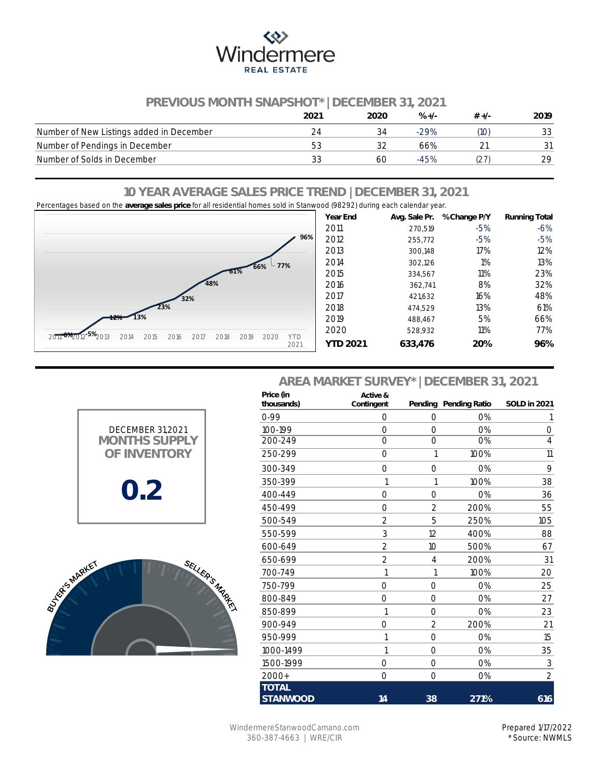Windermere REAL ESTATE

## PREVIOUS MONTH SNAPSHOT* | DECEMBER 31, 2021

| | 2021 | 2020 | % +/- | # +/- | 2019 |
|---|---|---|---|---|---|
| Number of New Listings added in December | 24 | 34 | -29% | (10) | 33 |
| Number of Pendings in December | 53 | 32 | 66% | 21 | 31 |
| Number of Solds in December | 33 | 60 | -45% | (27) | 29 |

## 10 YEAR AVERAGE SALES PRICE TREND | DECEMBER 31, 2021

Percentages based on the **average sales price** for all residential homes sold in Stanwood (98292) during each calendar year.

-6% -5% 12% 13% 23% 32% 48% 61% 66% 77% 96%

2011 2012 2013 2014 2015 2016 2017 2018 2019 2020 YTD 2021

| Year End | Avg. Sale Pr. | % Change P/Y | Running Total |
|---|---|---|---|
| 2011 | 270,519 | -5% | -6% |
| 2012 | 255,772 | -5% | -5% |
| 2013 | 300,148 | 17% | 12% |
| 2014 | 302,126 | 1% | 13% |
| 2015 | 334,567 | 11% | 23% |
| 2016 | 362,741 | 8% | 32% |
| 2017 | 421,632 | 16% | 48% |
| 2018 | 474,529 | 13% | 61% |
| 2019 | 488,467 | 5% | 66% |
| 2020 | 528,932 | 11% | 77% |
| **YTD 2021** | **633,476** | **20%** | **96%** |

DECEMBER 31, 2021

**MONTHS SUPPLY OF INVENTORY**

**0.2**

BUYER'S MARKET

SELLER'S MARKET

## AREA MARKET SURVEY* | DECEMBER 31, 2021

| Price (in thousands) | Active & Contingent | Pending | Pending Ratio | SOLD in 2021 |
|---|---|---|---|---|
| 0-99 | 0 | 0 | 0% | 1 |
| 100-199 | 0 | 0 | 0% | 0 |
| 200-249 | 0 | 0 | 0% | 4 |
| 250-299 | 0 | 1 | 100% | 11 |
| 300-349 | 0 | 0 | 0% | 9 |
| 350-399 | 1 | 1 | 100% | 38 |
| 400-449 | 0 | 0 | 0% | 36 |
| 450-499 | 0 | 2 | 200% | 55 |
| 500-549 | 2 | 5 | 250% | 105 |
| 550-599 | 3 | 12 | 400% | 88 |
| 600-649 | 2 | 10 | 500% | 67 |
| 650-699 | 2 | 4 | 200% | 31 |
| 700-749 | 1 | 1 | 100% | 20 |
| 750-799 | 0 | 0 | 0% | 25 |
| 800-849 | 0 | 0 | 0% | 27 |
| 850-899 | 1 | 0 | 0% | 23 |
| 900-949 | 0 | 2 | 200% | 21 |
| 950-999 | 1 | 0 | 0% | 15 |
| 1000-1499 | 1 | 0 | 0% | 35 |
| 1500-1999 | 0 | 0 | 0% | 3 |
| 2000+ | 0 | 0 | 0% | 2 |
| **TOTAL STANWOOD** | **14** | **38** | **271%** | **616** |

WindermereStanwoodCamano.com
360-387-4663 | WRE/CIR

Prepared 1/17/2022
*Source: NWMLS